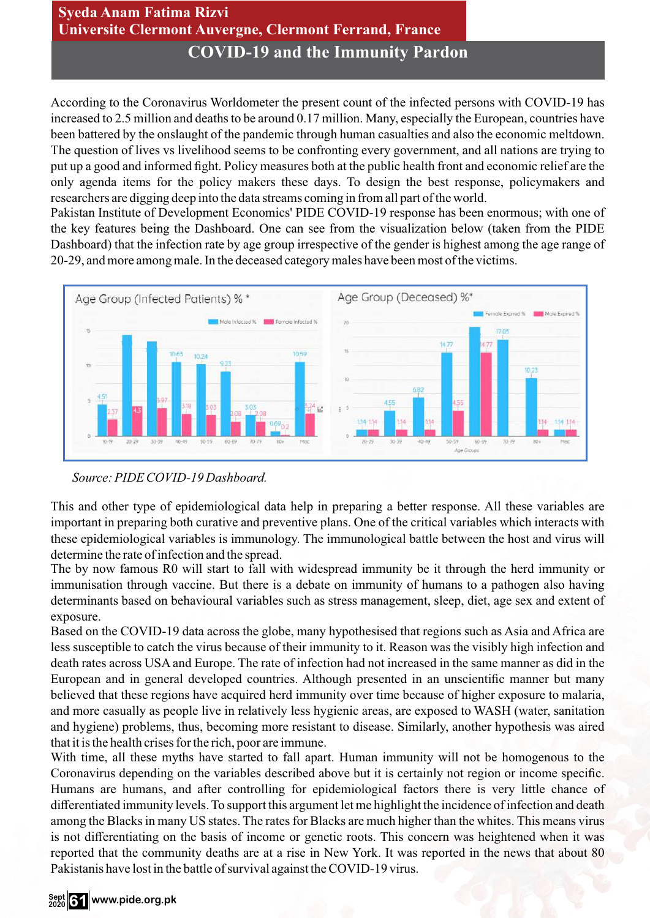Syeda Anam Fatima Rizvi
Universite Clermont Auvergne, Clermont Ferrand, France

# COVID-19 and the Immunity Pardon

According to the Coronavirus Worldometer the present count of the infected persons with COVID-19 has increased to 2.5 million and deaths to be around 0.17 million. Many, especially the European, countries have been battered by the onslaught of the pandemic through human casualties and also the economic meltdown. The question of lives vs livelihood seems to be confronting every government, and all nations are trying to put up a good and informed fight. Policy measures both at the public health front and economic relief are the only agenda items for the policy makers these days. To design the best response, policymakers and researchers are digging deep into the data streams coming in from all part of the world.

Pakistan Institute of Development Economics' PIDE COVID-19 response has been enormous; with one of the key features being the Dashboard. One can see from the visualization below (taken from the PIDE Dashboard) that the infection rate by age group irrespective of the gender is highest among the age range of 20-29, and more among male. In the deceased category males have been most of the victims.

*Source: PIDE COVID-19 Dashboard.*

This and other type of epidemiological data help in preparing a better response. All these variables are important in preparing both curative and preventive plans. One of the critical variables which interacts with these epidemiological variables is immunology. The immunological battle between the host and virus will determine the rate of infection and the spread.

The by now famous R0 will start to fall with widespread immunity be it through the herd immunity or immunisation through vaccine. But there is a debate on immunity of humans to a pathogen also having determinants based on behavioural variables such as stress management, sleep, diet, age sex and extent of exposure.

Based on the COVID-19 data across the globe, many hypothesised that regions such as Asia and Africa are less susceptible to catch the virus because of their immunity to it. Reason was the visibly high infection and death rates across USA and Europe. The rate of infection had not increased in the same manner as did in the European and in general developed countries. Although presented in an unscientific manner but many believed that these regions have acquired herd immunity over time because of higher exposure to malaria, and more casually as people live in relatively less hygienic areas, are exposed to WASH (water, sanitation and hygiene) problems, thus, becoming more resistant to disease. Similarly, another hypothesis was aired that it is the health crises for the rich, poor are immune.

With time, all these myths have started to fall apart. Human immunity will not be homogenous to the Coronavirus depending on the variables described above but it is certainly not region or income specific. Humans are humans, and after controlling for epidemiological factors there is very little chance of differentiated immunity levels. To support this argument let me highlight the incidence of infection and death among the Blacks in many US states. The rates for Blacks are much higher than the whites. This means virus is not differentiating on the basis of income or genetic roots. This concern was heightened when it was reported that the community deaths are at a rise in New York. It was reported in the news that about 80 Pakistanis have lost in the battle of survival against the COVID-19 virus.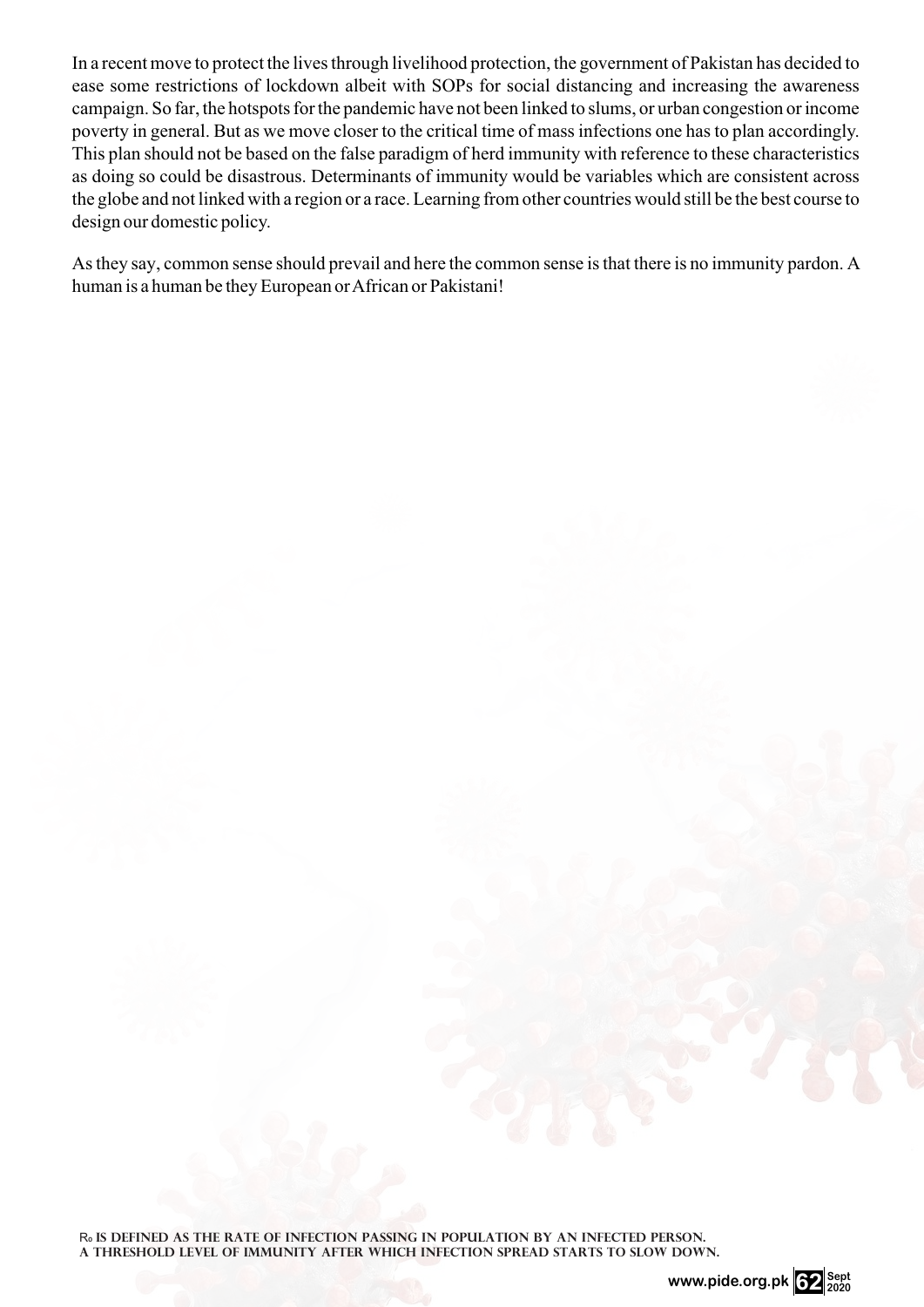In a recent move to protect the lives through livelihood protection, the government of Pakistan has decided to ease some restrictions of lockdown albeit with SOPs for social distancing and increasing the awareness campaign. So far, the hotspots for the pandemic have not been linked to slums, or urban congestion or income poverty in general. But as we move closer to the critical time of mass infections one has to plan accordingly. This plan should not be based on the false paradigm of herd immunity with reference to these characteristics as doing so could be disastrous. Determinants of immunity would be variables which are consistent across the globe and not linked with a region or a race. Learning from other countries would still be the best course to design our domestic policy.

As they say, common sense should prevail and here the common sense is that there is no immunity pardon. A human is a human be they European or African or Pakistani!

$R_0$ **IS DEFINED AS THE RATE OF INFECTION PASSING IN POPULATION BY AN INFECTED PERSON.**
**A THRESHOLD LEVEL OF IMMUNITY AFTER WHICH INFECTION SPREAD STARTS TO SLOW DOWN.**